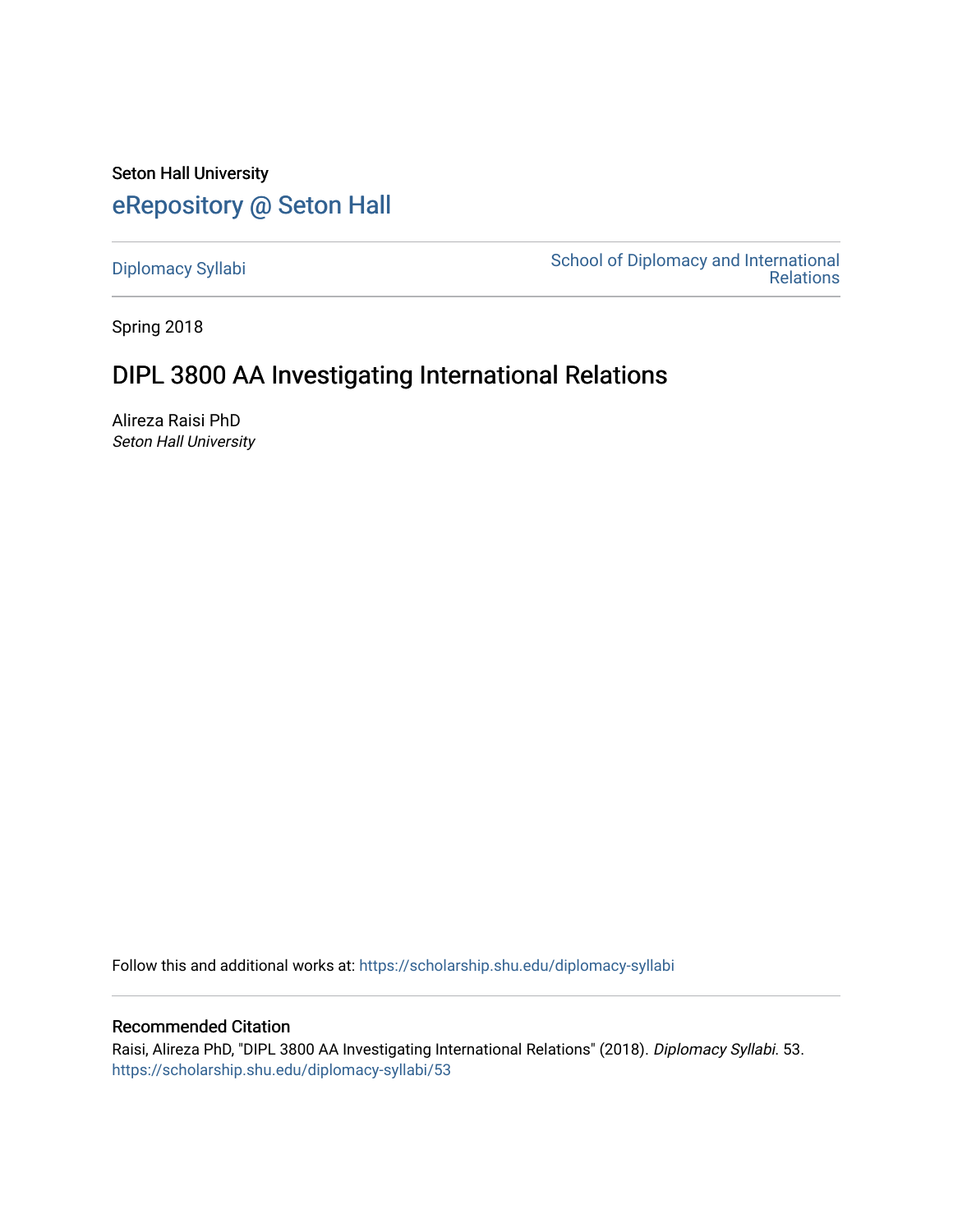Seton Hall University

# eRepository @ Seton Hall

Diplomacy Syllabi

School of Diplomacy and International Relations

Spring 2018

## DIPL 3800 AA Investigating International Relations

Alireza Raisi PhD

*Seton Hall University*

Follow this and additional works at: https://scholarship.shu.edu/diplomacy-syllabi

### Recommended Citation

Raisi, Alireza PhD, "DIPL 3800 AA Investigating International Relations" (2018). *Diplomacy Syllabi*. 53.
https://scholarship.shu.edu/diplomacy-syllabi/53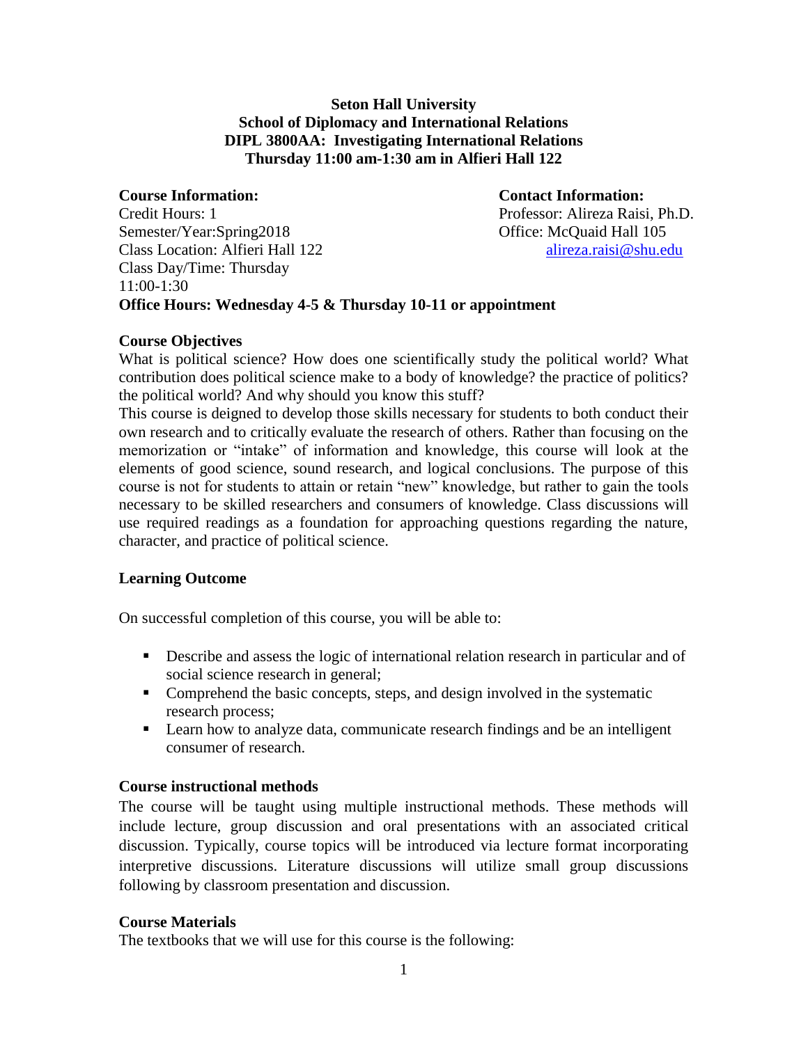**Seton Hall University**
**School of Diplomacy and International Relations**
**DIPL 3800AA: Investigating International Relations**
**Thursday 11:00 am-1:30 am in Alfieri Hall 122**

**Course Information:**
Credit Hours: 1
Semester/Year:Spring2018
Class Location: Alfieri Hall 122
Class Day/Time: Thursday 11:00-1:30

**Contact Information:**
Professor: Alireza Raisi, Ph.D.
Office: McQuaid Hall 105
alireza.raisi@shu.edu

**Office Hours: Wednesday 4-5 & Thursday 10-11 or appointment**

### Course Objectives

What is political science? How does one scientifically study the political world? What contribution does political science make to a body of knowledge? the practice of politics? the political world? And why should you know this stuff?

This course is deigned to develop those skills necessary for students to both conduct their own research and to critically evaluate the research of others. Rather than focusing on the memorization or "intake" of information and knowledge, this course will look at the elements of good science, sound research, and logical conclusions. The purpose of this course is not for students to attain or retain "new" knowledge, but rather to gain the tools necessary to be skilled researchers and consumers of knowledge. Class discussions will use required readings as a foundation for approaching questions regarding the nature, character, and practice of political science.

### Learning Outcome

On successful completion of this course, you will be able to:

- Describe and assess the logic of international relation research in particular and of social science research in general;
- Comprehend the basic concepts, steps, and design involved in the systematic research process;
- Learn how to analyze data, communicate research findings and be an intelligent consumer of research.

### Course instructional methods

The course will be taught using multiple instructional methods. These methods will include lecture, group discussion and oral presentations with an associated critical discussion. Typically, course topics will be introduced via lecture format incorporating interpretive discussions. Literature discussions will utilize small group discussions following by classroom presentation and discussion.

### Course Materials

The textbooks that we will use for this course is the following: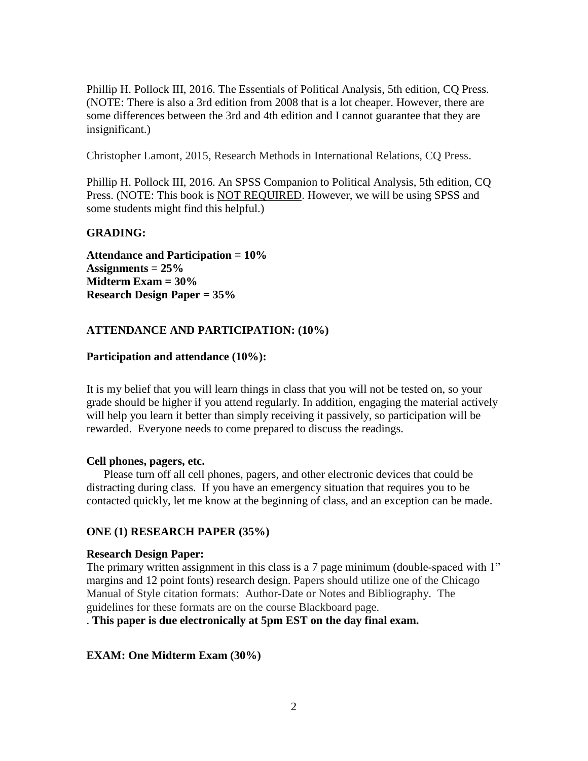Phillip H. Pollock III, 2016. The Essentials of Political Analysis, 5th edition, CQ Press. (NOTE: There is also a 3rd edition from 2008 that is a lot cheaper. However, there are some differences between the 3rd and 4th edition and I cannot guarantee that they are insignificant.)

Christopher Lamont, 2015, Research Methods in International Relations, CQ Press.

Phillip H. Pollock III, 2016. An SPSS Companion to Political Analysis, 5th edition, CQ Press. (NOTE: This book is NOT REQUIRED. However, we will be using SPSS and some students might find this helpful.)

**GRADING:**

**Attendance and Participation = 10%**
**Assignments = 25%**
**Midterm Exam = 30%**
**Research Design Paper = 35%**

**ATTENDANCE AND PARTICIPATION: (10%)**

**Participation and attendance (10%):**

It is my belief that you will learn things in class that you will not be tested on, so your grade should be higher if you attend regularly. In addition, engaging the material actively will help you learn it better than simply receiving it passively, so participation will be rewarded. Everyone needs to come prepared to discuss the readings.

**Cell phones, pagers, etc.**

Please turn off all cell phones, pagers, and other electronic devices that could be distracting during class. If you have an emergency situation that requires you to be contacted quickly, let me know at the beginning of class, and an exception can be made.

**ONE (1) RESEARCH PAPER (35%)**

**Research Design Paper:**
The primary written assignment in this class is a 7 page minimum (double-spaced with 1" margins and 12 point fonts) research design. Papers should utilize one of the Chicago Manual of Style citation formats: Author-Date or Notes and Bibliography. The guidelines for these formats are on the course Blackboard page.
. **This paper is due electronically at 5pm EST on the day final exam.**

**EXAM: One Midterm Exam (30%)**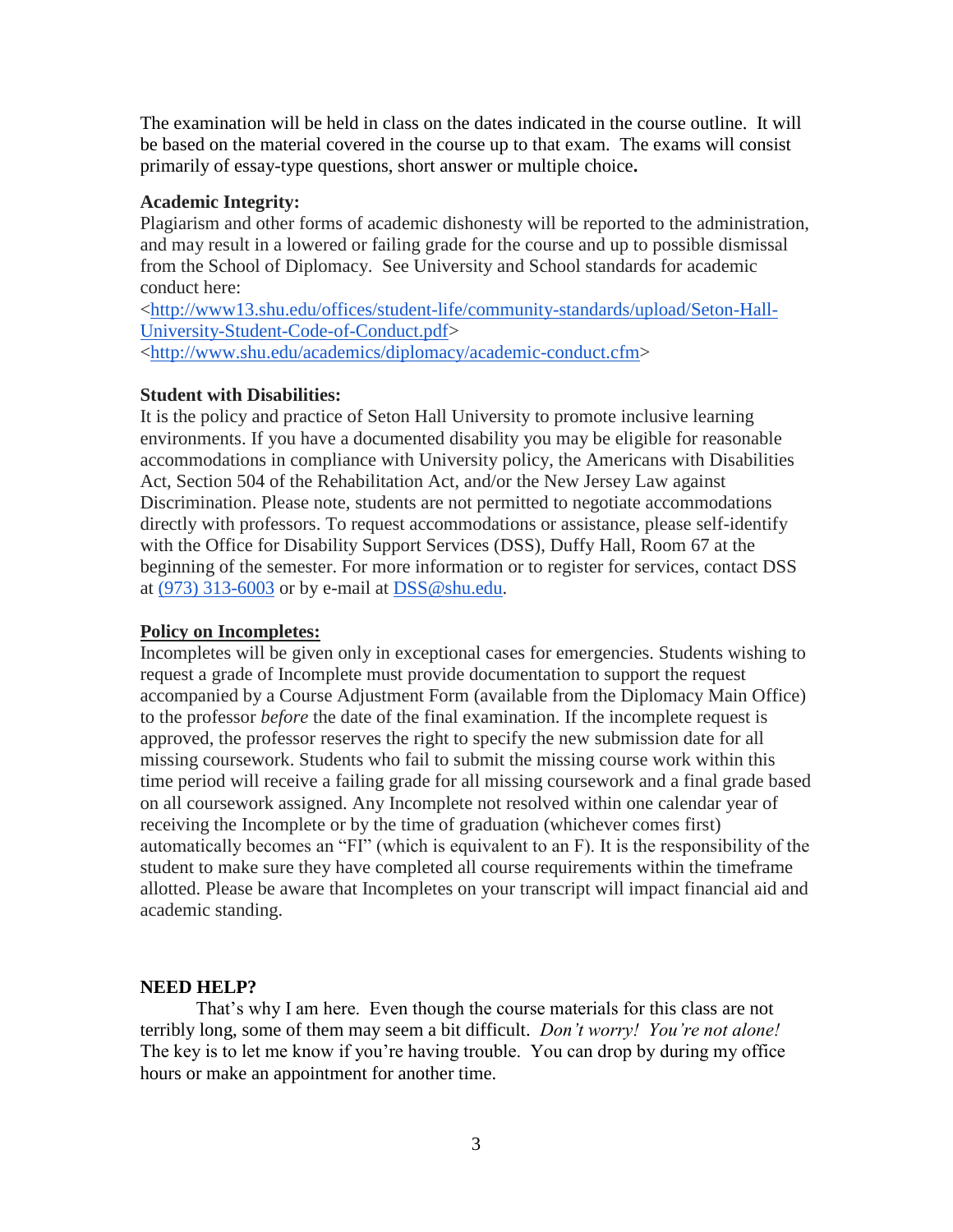The examination will be held in class on the dates indicated in the course outline. It will be based on the material covered in the course up to that exam. The exams will consist primarily of essay-type questions, short answer or multiple choice**.**

**Academic Integrity:**

Plagiarism and other forms of academic dishonesty will be reported to the administration, and may result in a lowered or failing grade for the course and up to possible dismissal from the School of Diplomacy. See University and School standards for academic conduct here:

<http://www13.shu.edu/offices/student-life/community-standards/upload/Seton-Hall-University-Student-Code-of-Conduct.pdf>

<http://www.shu.edu/academics/diplomacy/academic-conduct.cfm>

**Student with Disabilities:**

It is the policy and practice of Seton Hall University to promote inclusive learning environments. If you have a documented disability you may be eligible for reasonable accommodations in compliance with University policy, the Americans with Disabilities Act, Section 504 of the Rehabilitation Act, and/or the New Jersey Law against Discrimination. Please note, students are not permitted to negotiate accommodations directly with professors. To request accommodations or assistance, please self-identify with the Office for Disability Support Services (DSS), Duffy Hall, Room 67 at the beginning of the semester. For more information or to register for services, contact DSS at (973) 313-6003 or by e-mail at DSS@shu.edu.

**Policy on Incompletes:**

Incompletes will be given only in exceptional cases for emergencies. Students wishing to request a grade of Incomplete must provide documentation to support the request accompanied by a Course Adjustment Form (available from the Diplomacy Main Office) to the professor *before* the date of the final examination. If the incomplete request is approved, the professor reserves the right to specify the new submission date for all missing coursework. Students who fail to submit the missing course work within this time period will receive a failing grade for all missing coursework and a final grade based on all coursework assigned. Any Incomplete not resolved within one calendar year of receiving the Incomplete or by the time of graduation (whichever comes first) automatically becomes an "FI" (which is equivalent to an F). It is the responsibility of the student to make sure they have completed all course requirements within the timeframe allotted. Please be aware that Incompletes on your transcript will impact financial aid and academic standing.

**NEED HELP?**

That's why I am here. Even though the course materials for this class are not terribly long, some of them may seem a bit difficult. *Don't worry! You're not alone!* The key is to let me know if you're having trouble. You can drop by during my office hours or make an appointment for another time.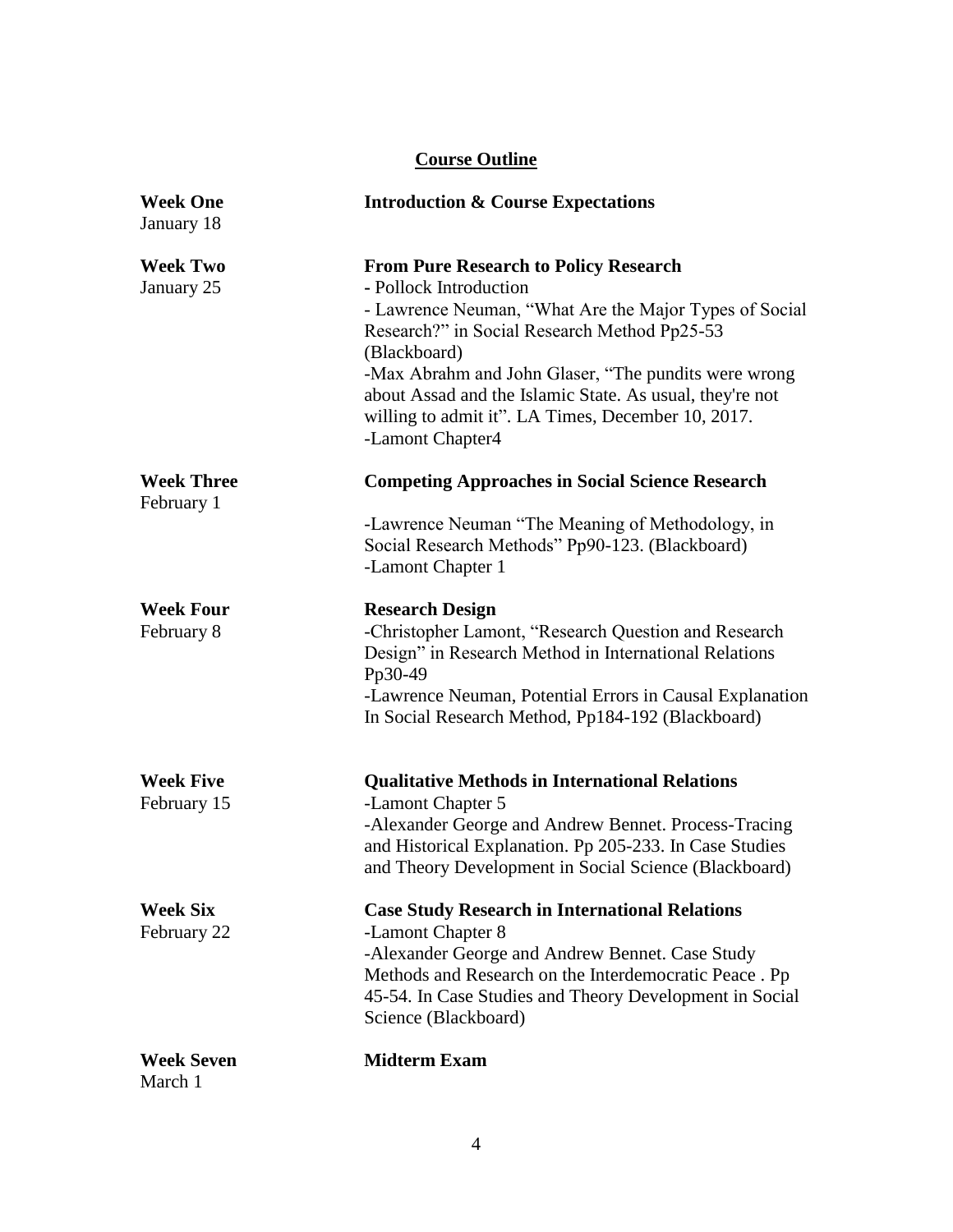## Course Outline

**Week One**
January 18

**Introduction & Course Expectations**

**Week Two**
January 25

**From Pure Research to Policy Research**

- Pollock Introduction
- Lawrence Neuman, "What Are the Major Types of Social Research?" in Social Research Method Pp25-53 (Blackboard)
- Max Abrahm and John Glaser, "The pundits were wrong about Assad and the Islamic State. As usual, they're not willing to admit it". LA Times, December 10, 2017.
- Lamont Chapter4

**Week Three**
February 1

**Competing Approaches in Social Science Research**

- Lawrence Neuman "The Meaning of Methodology, in Social Research Methods" Pp90-123. (Blackboard)
- Lamont Chapter 1

**Week Four**
February 8

**Research Design**

- Christopher Lamont, "Research Question and Research Design" in Research Method in International Relations Pp30-49
- Lawrence Neuman, Potential Errors in Causal Explanation In Social Research Method, Pp184-192 (Blackboard)

**Week Five**
February 15

**Qualitative Methods in International Relations**

- Lamont Chapter 5
- Alexander George and Andrew Bennet. Process-Tracing and Historical Explanation. Pp 205-233. In Case Studies and Theory Development in Social Science (Blackboard)

**Week Six**
February 22

**Case Study Research in International Relations**

- Lamont Chapter 8
- Alexander George and Andrew Bennet. Case Study Methods and Research on the Interdemocratic Peace . Pp 45-54. In Case Studies and Theory Development in Social Science (Blackboard)

**Week Seven**
March 1

**Midterm Exam**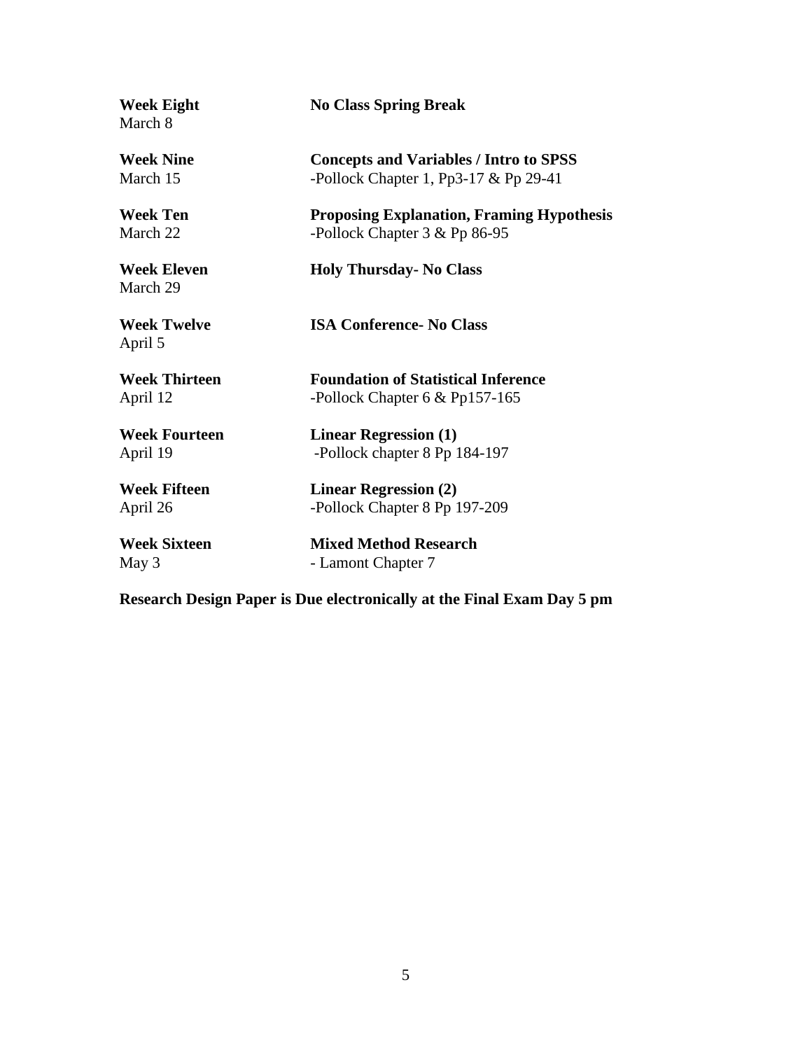**Week Eight**
March 8
**No Class Spring Break**

**Week Nine**
March 15
**Concepts and Variables / Intro to SPSS**
-Pollock Chapter 1, Pp3-17 & Pp 29-41

**Week Ten**
March 22
**Proposing Explanation, Framing Hypothesis**
-Pollock Chapter 3 & Pp 86-95

**Week Eleven**
March 29
**Holy Thursday- No Class**

**Week Twelve**
April 5
**ISA Conference- No Class**

**Week Thirteen**
April 12
**Foundation of Statistical Inference**
-Pollock Chapter 6 & Pp157-165

**Week Fourteen**
April 19
**Linear Regression (1)**
-Pollock chapter 8 Pp 184-197

**Week Fifteen**
April 26
**Linear Regression (2)**
-Pollock Chapter 8 Pp 197-209

**Week Sixteen**
May 3
**Mixed Method Research**
- Lamont Chapter 7

**Research Design Paper is Due electronically at the Final Exam Day 5 pm**